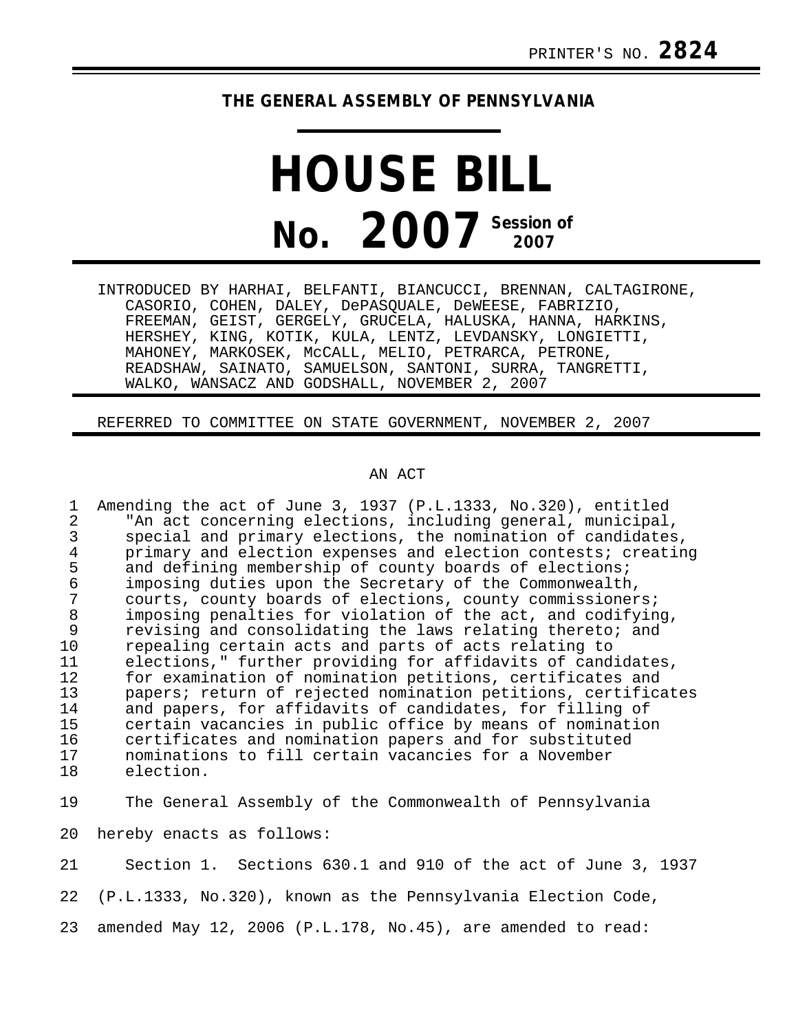PRINTER'S NO. **2824**

# THE GENERAL ASSEMBLY OF PENNSYLVANIA

# HOUSE BILL

## No. 2007 Session of 2007

INTRODUCED BY HARHAI, BELFANTI, BIANCUCCI, BRENNAN, CALTAGIRONE, CASORIO, COHEN, DALEY, DePASQUALE, DeWEESE, FABRIZIO, FREEMAN, GEIST, GERGELY, GRUCELA, HALUSKA, HANNA, HARKINS, HERSHEY, KING, KOTIK, KULA, LENTZ, LEVDANSKY, LONGIETTI, MAHONEY, MARKOSEK, McCALL, MELIO, PETRARCA, PETRONE, READSHAW, SAINATO, SAMUELSON, SANTONI, SURRA, TANGRETTI, WALKO, WANSACZ AND GODSHALL, NOVEMBER 2, 2007

REFERRED TO COMMITTEE ON STATE GOVERNMENT, NOVEMBER 2, 2007

AN ACT

Amending the act of June 3, 1937 (P.L.1333, No.320), entitled "An act concerning elections, including general, municipal, special and primary elections, the nomination of candidates, primary and election expenses and election contests; creating and defining membership of county boards of elections; imposing duties upon the Secretary of the Commonwealth, courts, county boards of elections, county commissioners; imposing penalties for violation of the act, and codifying, revising and consolidating the laws relating thereto; and repealing certain acts and parts of acts relating to elections," further providing for affidavits of candidates, for examination of nomination petitions, certificates and papers; return of rejected nomination petitions, certificates and papers, for affidavits of candidates, for filling of certain vacancies in public office by means of nomination certificates and nomination papers and for substituted nominations to fill certain vacancies for a November election.

The General Assembly of the Commonwealth of Pennsylvania hereby enacts as follows:

Section 1. Sections 630.1 and 910 of the act of June 3, 1937 (P.L.1333, No.320), known as the Pennsylvania Election Code, amended May 12, 2006 (P.L.178, No.45), are amended to read: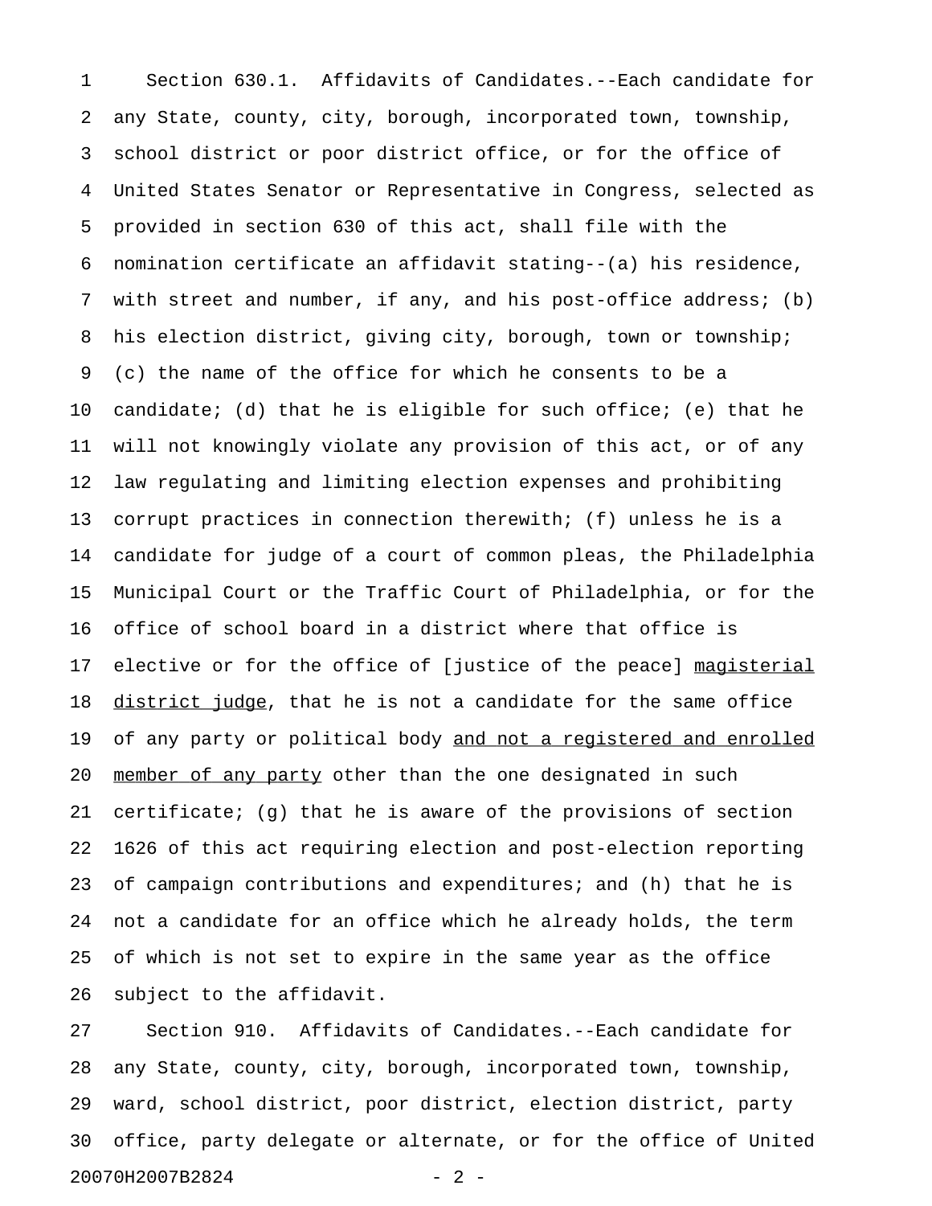Section 630.1. Affidavits of Candidates.--Each candidate for any State, county, city, borough, incorporated town, township, school district or poor district office, or for the office of United States Senator or Representative in Congress, selected as provided in section 630 of this act, shall file with the nomination certificate an affidavit stating--(a) his residence, with street and number, if any, and his post-office address; (b) his election district, giving city, borough, town or township; (c) the name of the office for which he consents to be a candidate; (d) that he is eligible for such office; (e) that he will not knowingly violate any provision of this act, or of any law regulating and limiting election expenses and prohibiting corrupt practices in connection therewith; (f) unless he is a candidate for judge of a court of common pleas, the Philadelphia Municipal Court or the Traffic Court of Philadelphia, or for the office of school board in a district where that office is elective or for the office of [justice of the peace] <u>magisterial district judge</u>, that he is not a candidate for the same office of any party or political body <u>and not a registered and enrolled member of any party</u> other than the one designated in such certificate; (g) that he is aware of the provisions of section 1626 of this act requiring election and post-election reporting of campaign contributions and expenditures; and (h) that he is not a candidate for an office which he already holds, the term of which is not set to expire in the same year as the office subject to the affidavit.

Section 910. Affidavits of Candidates.--Each candidate for any State, county, city, borough, incorporated town, township, ward, school district, poor district, election district, party office, party delegate or alternate, or for the office of United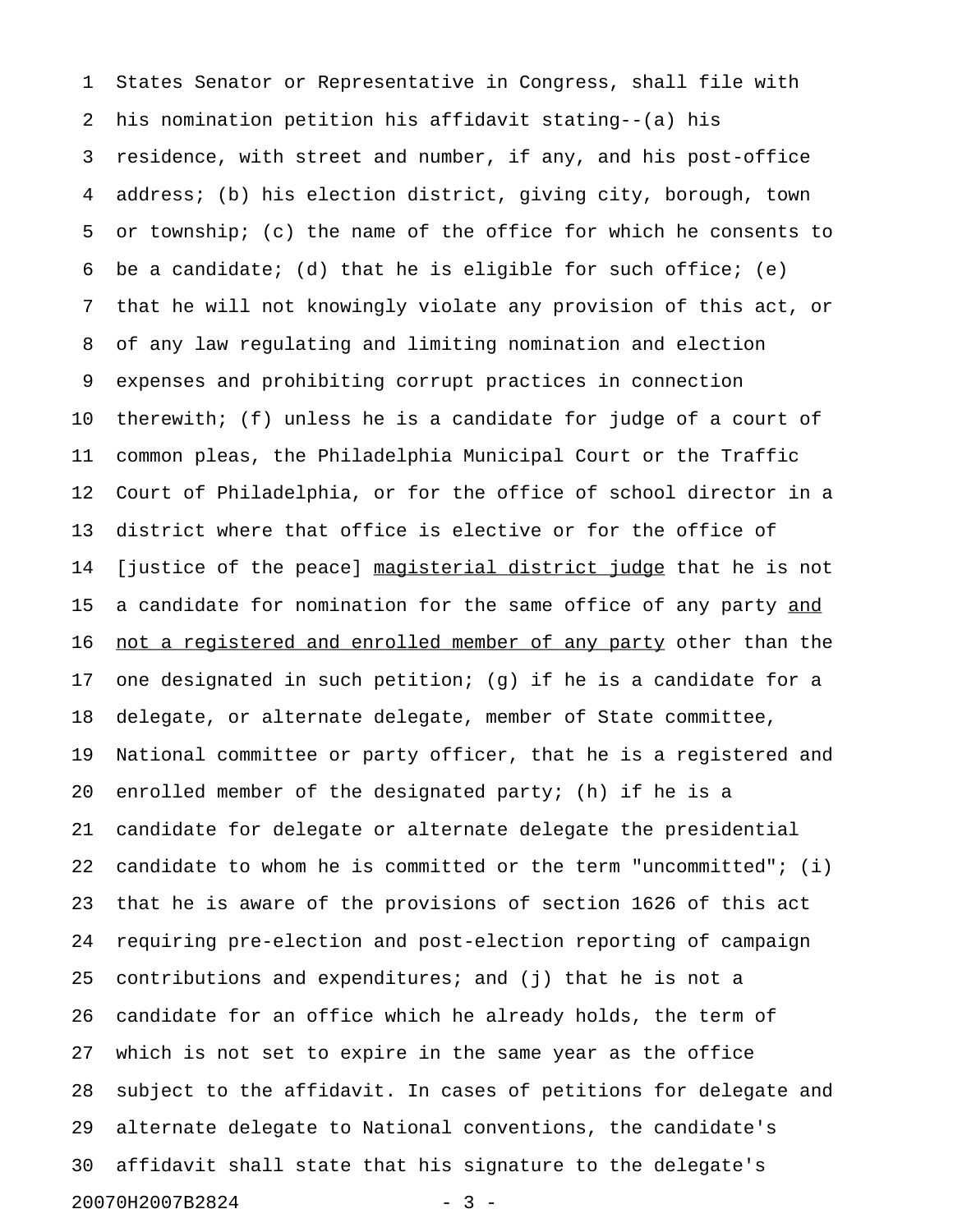States Senator or Representative in Congress, shall file with his nomination petition his affidavit stating--(a) his residence, with street and number, if any, and his post-office address; (b) his election district, giving city, borough, town or township; (c) the name of the office for which he consents to be a candidate; (d) that he is eligible for such office; (e) that he will not knowingly violate any provision of this act, or of any law regulating and limiting nomination and election expenses and prohibiting corrupt practices in connection therewith; (f) unless he is a candidate for judge of a court of common pleas, the Philadelphia Municipal Court or the Traffic Court of Philadelphia, or for the office of school director in a district where that office is elective or for the office of [justice of the peace] <u>magisterial district judge</u> that he is not a candidate for nomination for the same office of any party <u>and not a registered and enrolled member of any party</u> other than the one designated in such petition; (g) if he is a candidate for a delegate, or alternate delegate, member of State committee, National committee or party officer, that he is a registered and enrolled member of the designated party; (h) if he is a candidate for delegate or alternate delegate the presidential candidate to whom he is committed or the term "uncommitted"; (i) that he is aware of the provisions of section 1626 of this act requiring pre-election and post-election reporting of campaign contributions and expenditures; and (j) that he is not a candidate for an office which he already holds, the term of which is not set to expire in the same year as the office subject to the affidavit. In cases of petitions for delegate and alternate delegate to National conventions, the candidate's affidavit shall state that his signature to the delegate's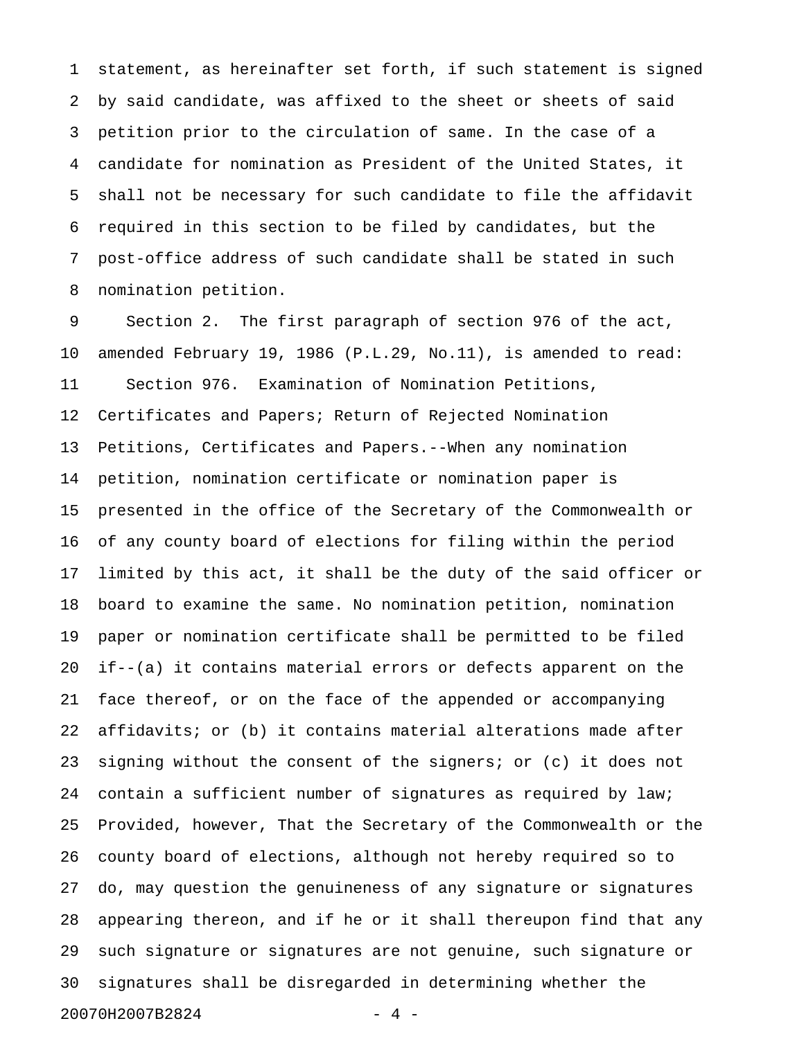statement, as hereinafter set forth, if such statement is signed by said candidate, was affixed to the sheet or sheets of said petition prior to the circulation of same. In the case of a candidate for nomination as President of the United States, it shall not be necessary for such candidate to file the affidavit required in this section to be filed by candidates, but the post-office address of such candidate shall be stated in such nomination petition.

Section 2. The first paragraph of section 976 of the act, amended February 19, 1986 (P.L.29, No.11), is amended to read:

Section 976. Examination of Nomination Petitions, Certificates and Papers; Return of Rejected Nomination Petitions, Certificates and Papers.--When any nomination petition, nomination certificate or nomination paper is presented in the office of the Secretary of the Commonwealth or of any county board of elections for filing within the period limited by this act, it shall be the duty of the said officer or board to examine the same. No nomination petition, nomination paper or nomination certificate shall be permitted to be filed if--(a) it contains material errors or defects apparent on the face thereof, or on the face of the appended or accompanying affidavits; or (b) it contains material alterations made after signing without the consent of the signers; or (c) it does not contain a sufficient number of signatures as required by law; Provided, however, That the Secretary of the Commonwealth or the county board of elections, although not hereby required so to do, may question the genuineness of any signature or signatures appearing thereon, and if he or it shall thereupon find that any such signature or signatures are not genuine, such signature or signatures shall be disregarded in determining whether the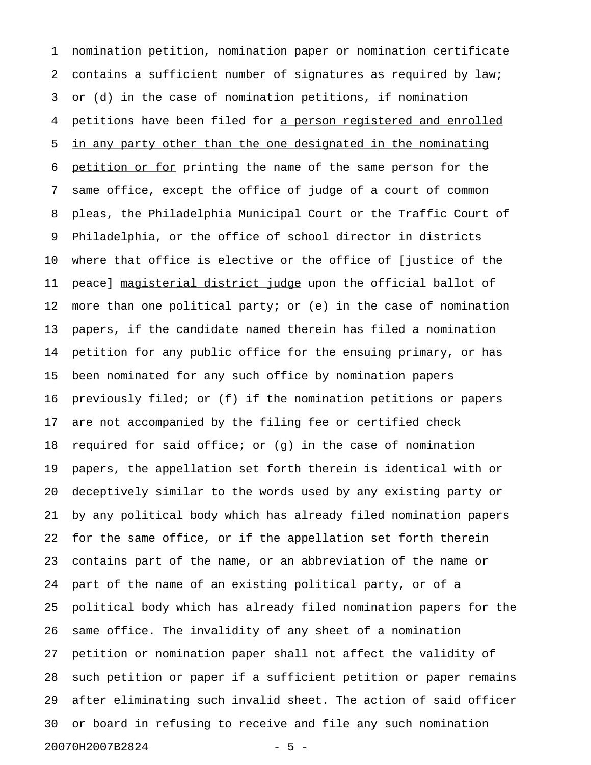nomination petition, nomination paper or nomination certificate contains a sufficient number of signatures as required by law; or (d) in the case of nomination petitions, if nomination petitions have been filed for <u>a person registered and enrolled in any party other than the one designated in the nominating petition or for</u> printing the name of the same person for the same office, except the office of judge of a court of common pleas, the Philadelphia Municipal Court or the Traffic Court of Philadelphia, or the office of school director in districts where that office is elective or the office of [justice of the peace] <u>magisterial district judge</u> upon the official ballot of more than one political party; or (e) in the case of nomination papers, if the candidate named therein has filed a nomination petition for any public office for the ensuing primary, or has been nominated for any such office by nomination papers previously filed; or (f) if the nomination petitions or papers are not accompanied by the filing fee or certified check required for said office; or (g) in the case of nomination papers, the appellation set forth therein is identical with or deceptively similar to the words used by any existing party or by any political body which has already filed nomination papers for the same office, or if the appellation set forth therein contains part of the name, or an abbreviation of the name or part of the name of an existing political party, or of a political body which has already filed nomination papers for the same office. The invalidity of any sheet of a nomination petition or nomination paper shall not affect the validity of such petition or paper if a sufficient petition or paper remains after eliminating such invalid sheet. The action of said officer or board in refusing to receive and file any such nomination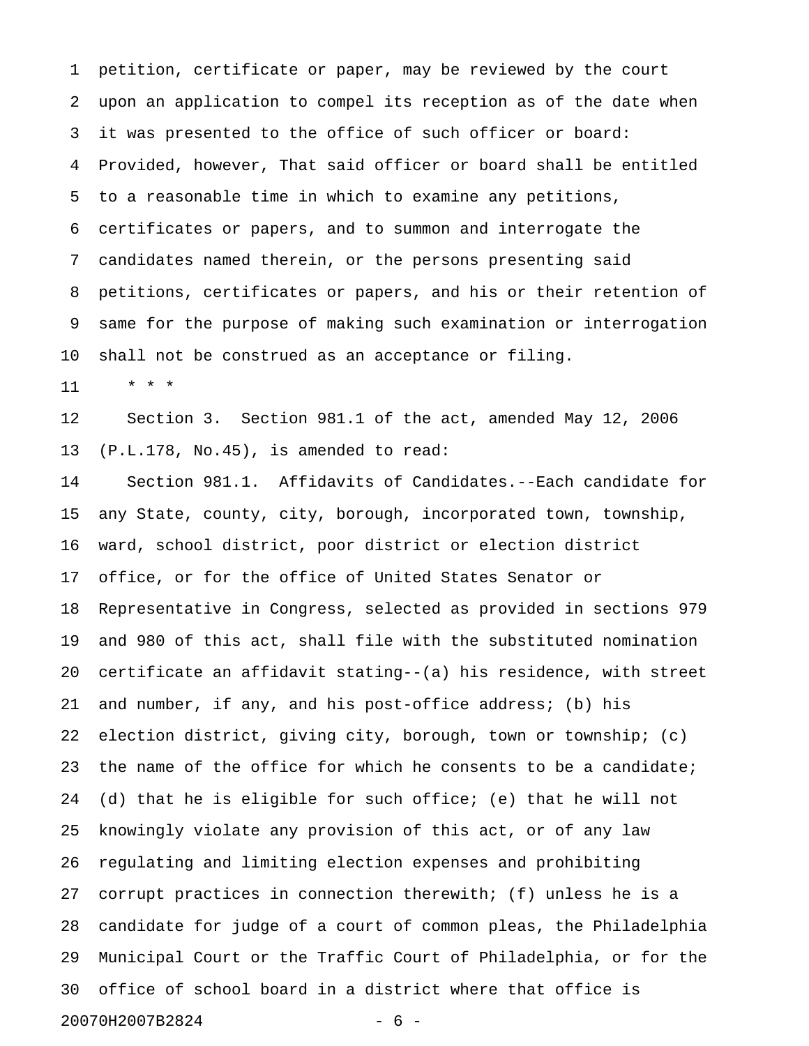petition, certificate or paper, may be reviewed by the court upon an application to compel its reception as of the date when it was presented to the office of such officer or board: Provided, however, That said officer or board shall be entitled to a reasonable time in which to examine any petitions, certificates or papers, and to summon and interrogate the candidates named therein, or the persons presenting said petitions, certificates or papers, and his or their retention of same for the purpose of making such examination or interrogation shall not be construed as an acceptance or filing.

\* \* \*

Section 3. Section 981.1 of the act, amended May 12, 2006 (P.L.178, No.45), is amended to read:

Section 981.1. Affidavits of Candidates.--Each candidate for any State, county, city, borough, incorporated town, township, ward, school district, poor district or election district office, or for the office of United States Senator or Representative in Congress, selected as provided in sections 979 and 980 of this act, shall file with the substituted nomination certificate an affidavit stating--(a) his residence, with street and number, if any, and his post-office address; (b) his election district, giving city, borough, town or township; (c) the name of the office for which he consents to be a candidate; (d) that he is eligible for such office; (e) that he will not knowingly violate any provision of this act, or of any law regulating and limiting election expenses and prohibiting corrupt practices in connection therewith; (f) unless he is a candidate for judge of a court of common pleas, the Philadelphia Municipal Court or the Traffic Court of Philadelphia, or for the office of school board in a district where that office is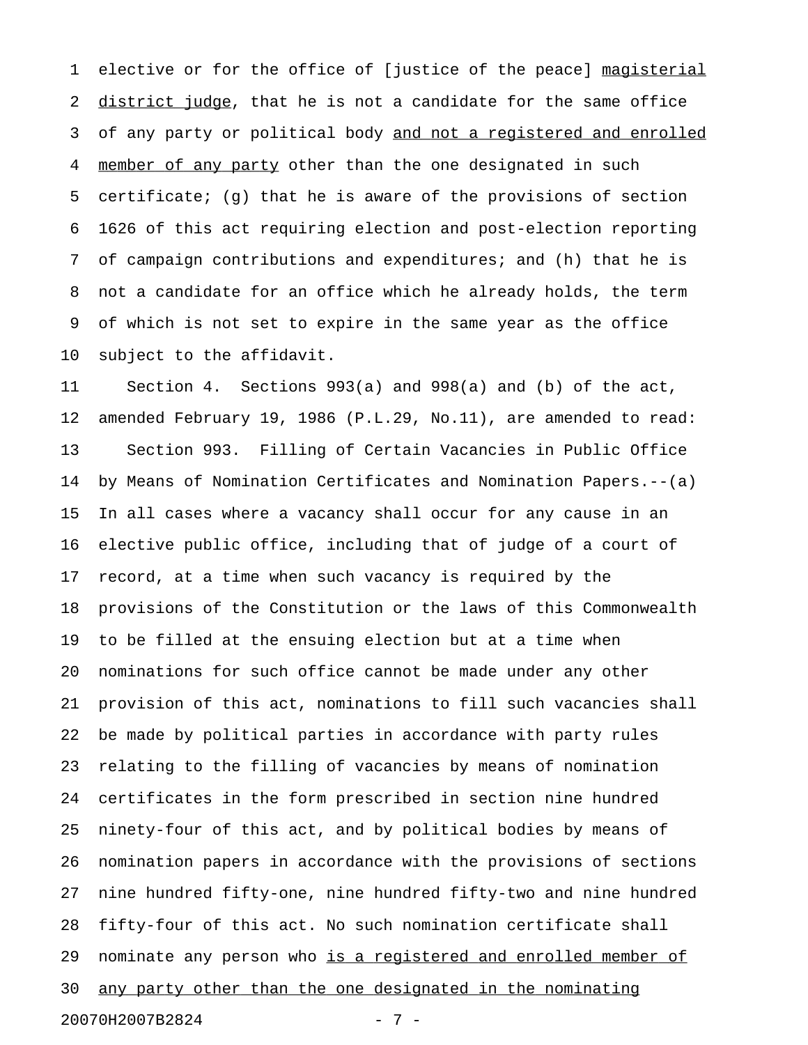elective or for the office of [justice of the peace] <u>magisterial district judge</u>, that he is not a candidate for the same office of any party or political body <u>and not a registered and enrolled member of any party</u> other than the one designated in such certificate; (g) that he is aware of the provisions of section 1626 of this act requiring election and post-election reporting of campaign contributions and expenditures; and (h) that he is not a candidate for an office which he already holds, the term of which is not set to expire in the same year as the office subject to the affidavit.

Section 4. Sections 993(a) and 998(a) and (b) of the act, amended February 19, 1986 (P.L.29, No.11), are amended to read:

Section 993. Filling of Certain Vacancies in Public Office by Means of Nomination Certificates and Nomination Papers.--(a) In all cases where a vacancy shall occur for any cause in an elective public office, including that of judge of a court of record, at a time when such vacancy is required by the provisions of the Constitution or the laws of this Commonwealth to be filled at the ensuing election but at a time when nominations for such office cannot be made under any other provision of this act, nominations to fill such vacancies shall be made by political parties in accordance with party rules relating to the filling of vacancies by means of nomination certificates in the form prescribed in section nine hundred ninety-four of this act, and by political bodies by means of nomination papers in accordance with the provisions of sections nine hundred fifty-one, nine hundred fifty-two and nine hundred fifty-four of this act. No such nomination certificate shall nominate any person who <u>is a registered and enrolled member of any party other than the one designated in the nominating</u>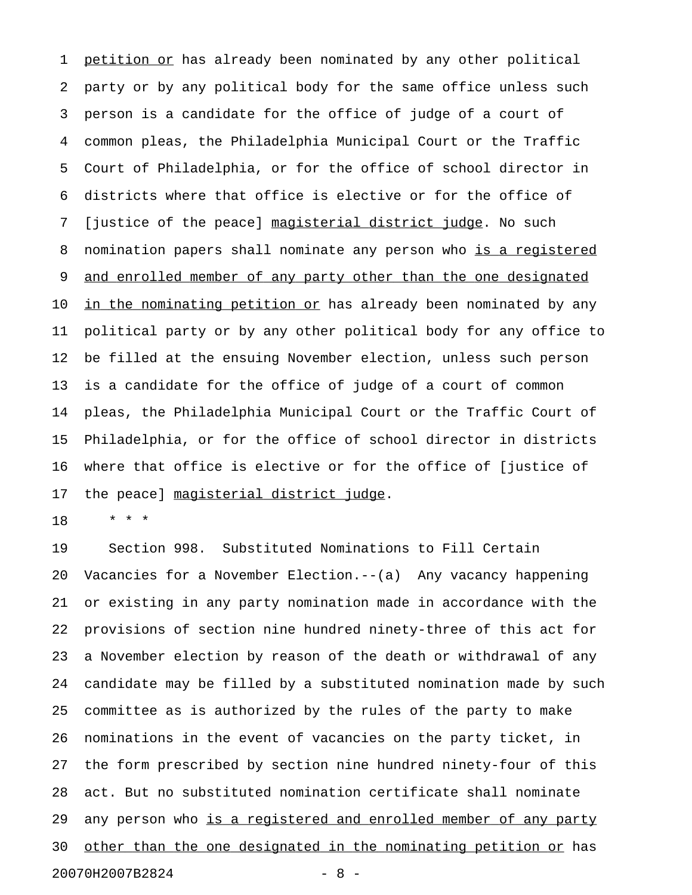petition or has already been nominated by any other political party or by any political body for the same office unless such person is a candidate for the office of judge of a court of common pleas, the Philadelphia Municipal Court or the Traffic Court of Philadelphia, or for the office of school director in districts where that office is elective or for the office of [justice of the peace] magisterial district judge. No such nomination papers shall nominate any person who is a registered and enrolled member of any party other than the one designated in the nominating petition or has already been nominated by any political party or by any other political body for any office to be filled at the ensuing November election, unless such person is a candidate for the office of judge of a court of common pleas, the Philadelphia Municipal Court or the Traffic Court of Philadelphia, or for the office of school director in districts where that office is elective or for the office of [justice of the peace] magisterial district judge.

\* \* \*

Section 998. Substituted Nominations to Fill Certain Vacancies for a November Election.--(a) Any vacancy happening or existing in any party nomination made in accordance with the provisions of section nine hundred ninety-three of this act for a November election by reason of the death or withdrawal of any candidate may be filled by a substituted nomination made by such committee as is authorized by the rules of the party to make nominations in the event of vacancies on the party ticket, in the form prescribed by section nine hundred ninety-four of this act. But no substituted nomination certificate shall nominate any person who is a registered and enrolled member of any party other than the one designated in the nominating petition or has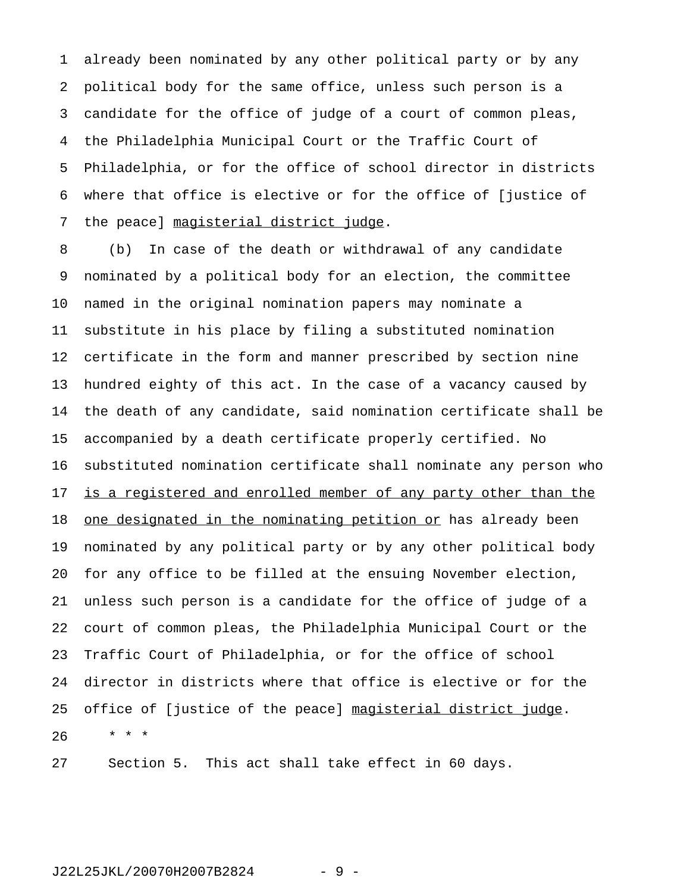already been nominated by any other political party or by any political body for the same office, unless such person is a candidate for the office of judge of a court of common pleas, the Philadelphia Municipal Court or the Traffic Court of Philadelphia, or for the office of school director in districts where that office is elective or for the office of [justice of the peace] <u>magisterial district judge</u>.

(b) In case of the death or withdrawal of any candidate nominated by a political body for an election, the committee named in the original nomination papers may nominate a substitute in his place by filing a substituted nomination certificate in the form and manner prescribed by section nine hundred eighty of this act. In the case of a vacancy caused by the death of any candidate, said nomination certificate shall be accompanied by a death certificate properly certified. No substituted nomination certificate shall nominate any person who <u>is a registered and enrolled member of any party other than the one designated in the nominating petition or</u> has already been nominated by any political party or by any other political body for any office to be filled at the ensuing November election, unless such person is a candidate for the office of judge of a court of common pleas, the Philadelphia Municipal Court or the Traffic Court of Philadelphia, or for the office of school director in districts where that office is elective or for the office of [justice of the peace] <u>magisterial district judge</u>.

\* \* \*

Section 5. This act shall take effect in 60 days.